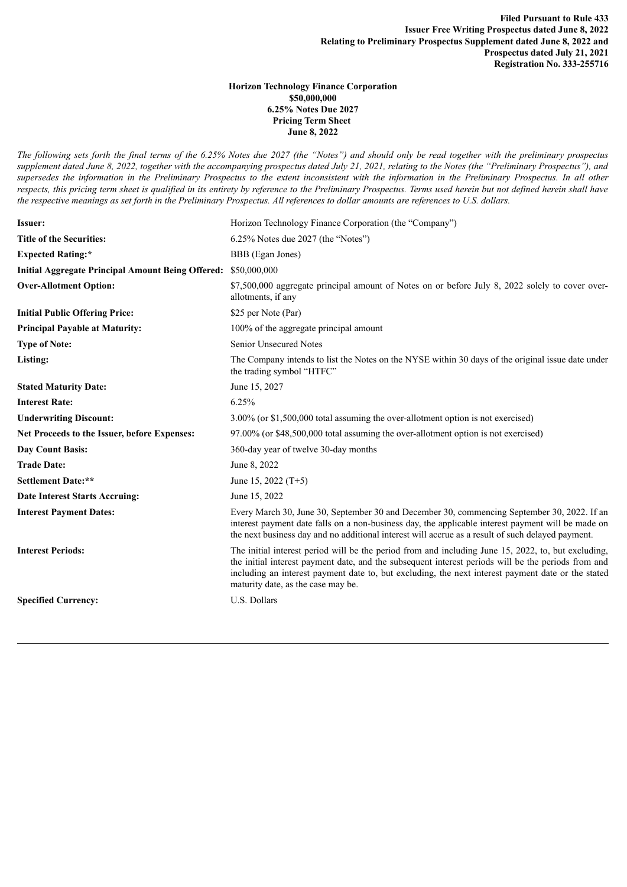**Filed Pursuant to Rule 433**
**Issuer Free Writing Prospectus dated June 8, 2022**
**Relating to Preliminary Prospectus Supplement dated June 8, 2022 and**
**Prospectus dated July 21, 2021**
**Registration No. 333-255716**

**Horizon Technology Finance Corporation**
**$50,000,000**
**6.25% Notes Due 2027**
**Pricing Term Sheet**
**June 8, 2022**

*The following sets forth the final terms of the 6.25% Notes due 2027 (the "Notes") and should only be read together with the preliminary prospectus supplement dated June 8, 2022, together with the accompanying prospectus dated July 21, 2021, relating to the Notes (the "Preliminary Prospectus"), and supersedes the information in the Preliminary Prospectus to the extent inconsistent with the information in the Preliminary Prospectus. In all other respects, this pricing term sheet is qualified in its entirety by reference to the Preliminary Prospectus. Terms used herein but not defined herein shall have the respective meanings as set forth in the Preliminary Prospectus. All references to dollar amounts are references to U.S. dollars.*

| | |
|---|---|
| **Issuer:** | Horizon Technology Finance Corporation (the "Company") |
| **Title of the Securities:** | 6.25% Notes due 2027 (the "Notes") |
| **Expected Rating:*** | BBB (Egan Jones) |
| **Initial Aggregate Principal Amount Being Offered:** | $50,000,000 |
| **Over-Allotment Option:** | $7,500,000 aggregate principal amount of Notes on or before July 8, 2022 solely to cover over-allotments, if any |
| **Initial Public Offering Price:** | $25 per Note (Par) |
| **Principal Payable at Maturity:** | 100% of the aggregate principal amount |
| **Type of Note:** | Senior Unsecured Notes |
| **Listing:** | The Company intends to list the Notes on the NYSE within 30 days of the original issue date under the trading symbol "HTFC" |
| **Stated Maturity Date:** | June 15, 2027 |
| **Interest Rate:** | 6.25% |
| **Underwriting Discount:** | 3.00% (or $1,500,000 total assuming the over-allotment option is not exercised) |
| **Net Proceeds to the Issuer, before Expenses:** | 97.00% (or $48,500,000 total assuming the over-allotment option is not exercised) |
| **Day Count Basis:** | 360-day year of twelve 30-day months |
| **Trade Date:** | June 8, 2022 |
| **Settlement Date:**** | June 15, 2022 (T+5) |
| **Date Interest Starts Accruing:** | June 15, 2022 |
| **Interest Payment Dates:** | Every March 30, June 30, September 30 and December 30, commencing September 30, 2022. If an interest payment date falls on a non-business day, the applicable interest payment will be made on the next business day and no additional interest will accrue as a result of such delayed payment. |
| **Interest Periods:** | The initial interest period will be the period from and including June 15, 2022, to, but excluding, the initial interest payment date, and the subsequent interest periods will be the periods from and including an interest payment date to, but excluding, the next interest payment date or the stated maturity date, as the case may be. |
| **Specified Currency:** | U.S. Dollars |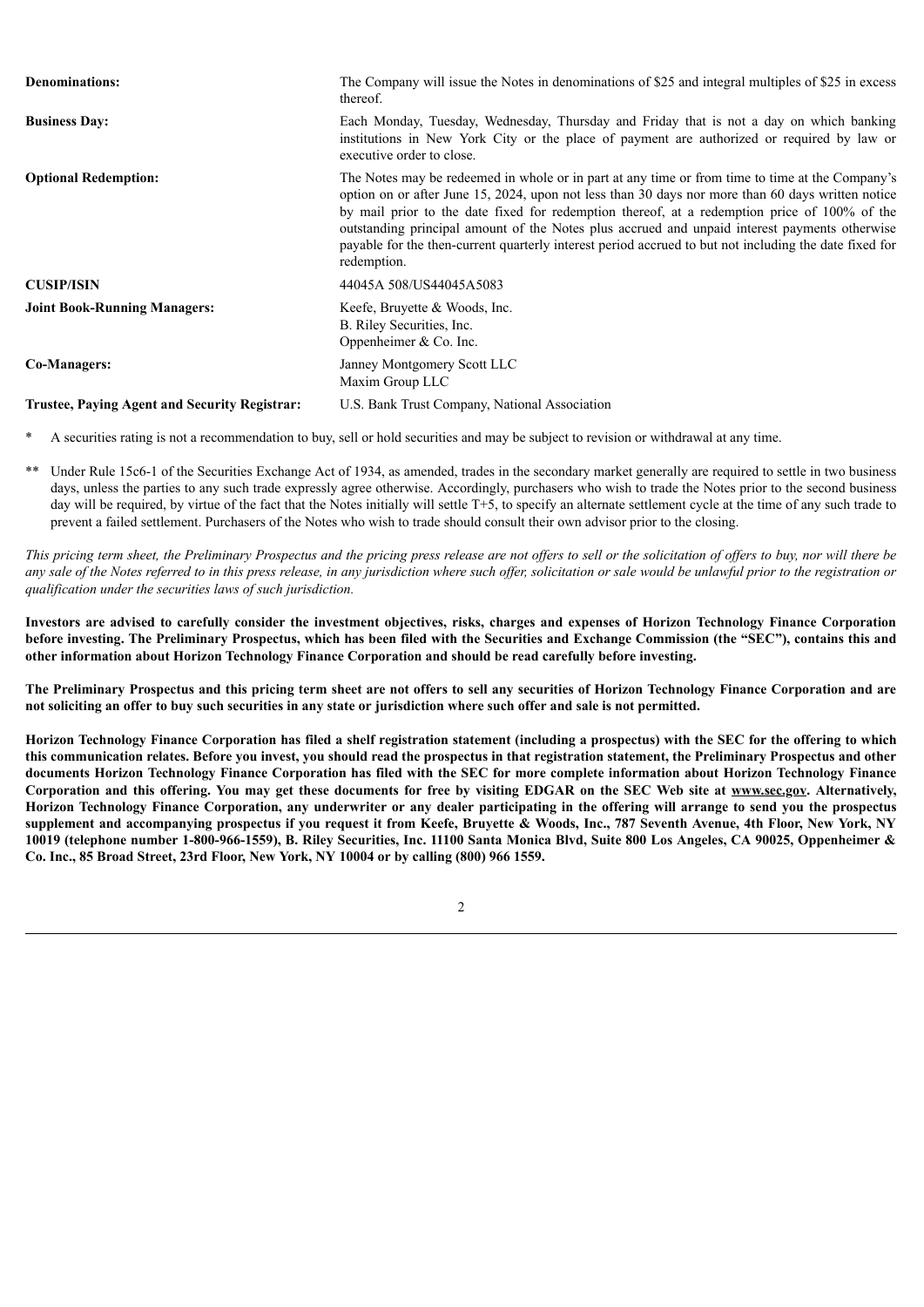| | |
|---|---|
| **Denominations:** | The Company will issue the Notes in denominations of $25 and integral multiples of $25 in excess thereof. |
| **Business Day:** | Each Monday, Tuesday, Wednesday, Thursday and Friday that is not a day on which banking institutions in New York City or the place of payment are authorized or required by law or executive order to close. |
| **Optional Redemption:** | The Notes may be redeemed in whole or in part at any time or from time to time at the Company's option on or after June 15, 2024, upon not less than 30 days nor more than 60 days written notice by mail prior to the date fixed for redemption thereof, at a redemption price of 100% of the outstanding principal amount of the Notes plus accrued and unpaid interest payments otherwise payable for the then-current quarterly interest period accrued to but not including the date fixed for redemption. |
| **CUSIP/ISIN** | 44045A 508/US44045A5083 |
| **Joint Book-Running Managers:** | Keefe, Bruyette & Woods, Inc.<br>B. Riley Securities, Inc.<br>Oppenheimer & Co. Inc. |
| **Co-Managers:** | Janney Montgomery Scott LLC<br>Maxim Group LLC |
| **Trustee, Paying Agent and Security Registrar:** | U.S. Bank Trust Company, National Association |

\* A securities rating is not a recommendation to buy, sell or hold securities and may be subject to revision or withdrawal at any time.

\*\* Under Rule 15c6-1 of the Securities Exchange Act of 1934, as amended, trades in the secondary market generally are required to settle in two business days, unless the parties to any such trade expressly agree otherwise. Accordingly, purchasers who wish to trade the Notes prior to the second business day will be required, by virtue of the fact that the Notes initially will settle T+5, to specify an alternate settlement cycle at the time of any such trade to prevent a failed settlement. Purchasers of the Notes who wish to trade should consult their own advisor prior to the closing.

*This pricing term sheet, the Preliminary Prospectus and the pricing press release are not offers to sell or the solicitation of offers to buy, nor will there be any sale of the Notes referred to in this press release, in any jurisdiction where such offer, solicitation or sale would be unlawful prior to the registration or qualification under the securities laws of such jurisdiction.*

**Investors are advised to carefully consider the investment objectives, risks, charges and expenses of Horizon Technology Finance Corporation before investing. The Preliminary Prospectus, which has been filed with the Securities and Exchange Commission (the "SEC"), contains this and other information about Horizon Technology Finance Corporation and should be read carefully before investing.**

**The Preliminary Prospectus and this pricing term sheet are not offers to sell any securities of Horizon Technology Finance Corporation and are not soliciting an offer to buy such securities in any state or jurisdiction where such offer and sale is not permitted.**

**Horizon Technology Finance Corporation has filed a shelf registration statement (including a prospectus) with the SEC for the offering to which this communication relates. Before you invest, you should read the prospectus in that registration statement, the Preliminary Prospectus and other documents Horizon Technology Finance Corporation has filed with the SEC for more complete information about Horizon Technology Finance Corporation and this offering. You may get these documents for free by visiting EDGAR on the SEC Web site at www.sec.gov. Alternatively, Horizon Technology Finance Corporation, any underwriter or any dealer participating in the offering will arrange to send you the prospectus supplement and accompanying prospectus if you request it from Keefe, Bruyette & Woods, Inc., 787 Seventh Avenue, 4th Floor, New York, NY 10019 (telephone number 1-800-966-1559), B. Riley Securities, Inc. 11100 Santa Monica Blvd, Suite 800 Los Angeles, CA 90025, Oppenheimer & Co. Inc., 85 Broad Street, 23rd Floor, New York, NY 10004 or by calling (800) 966 1559.**